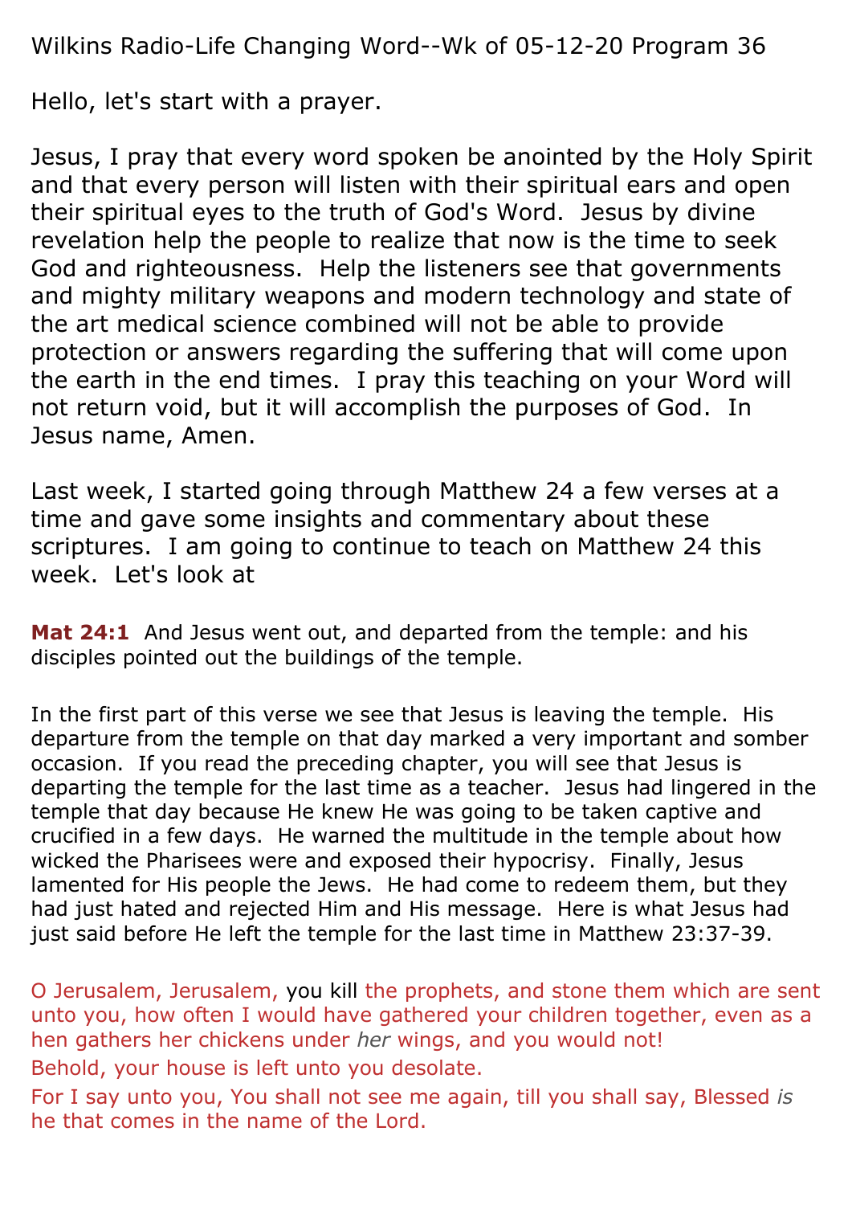Wilkins Radio-Life Changing Word--Wk of 05-12-20 Program 36

Hello, let's start with a prayer.

Jesus, I pray that every word spoken be anointed by the Holy Spirit and that every person will listen with their spiritual ears and open their spiritual eyes to the truth of God's Word. Jesus by divine revelation help the people to realize that now is the time to seek God and righteousness. Help the listeners see that governments and mighty military weapons and modern technology and state of the art medical science combined will not be able to provide protection or answers regarding the suffering that will come upon the earth in the end times. I pray this teaching on your Word will not return void, but it will accomplish the purposes of God. In Jesus name, Amen.

Last week, I started going through Matthew 24 a few verses at a time and gave some insights and commentary about these scriptures. I am going to continue to teach on Matthew 24 this week. Let's look at

**Mat 24:1** And Jesus went out, and departed from the temple: and his disciples pointed out the buildings of the temple.

In the first part of this verse we see that Jesus is leaving the temple. His departure from the temple on that day marked a very important and somber occasion. If you read the preceding chapter, you will see that Jesus is departing the temple for the last time as a teacher. Jesus had lingered in the temple that day because He knew He was going to be taken captive and crucified in a few days. He warned the multitude in the temple about how wicked the Pharisees were and exposed their hypocrisy. Finally, Jesus lamented for His people the Jews. He had come to redeem them, but they had just hated and rejected Him and His message. Here is what Jesus had just said before He left the temple for the last time in Matthew 23:37-39.

O Jerusalem, Jerusalem, you kill the prophets, and stone them which are sent unto you, how often I would have gathered your children together, even as a hen gathers her chickens under *her* wings, and you would not!
Behold, your house is left unto you desolate.
For I say unto you, You shall not see me again, till you shall say, Blessed *is* he that comes in the name of the Lord.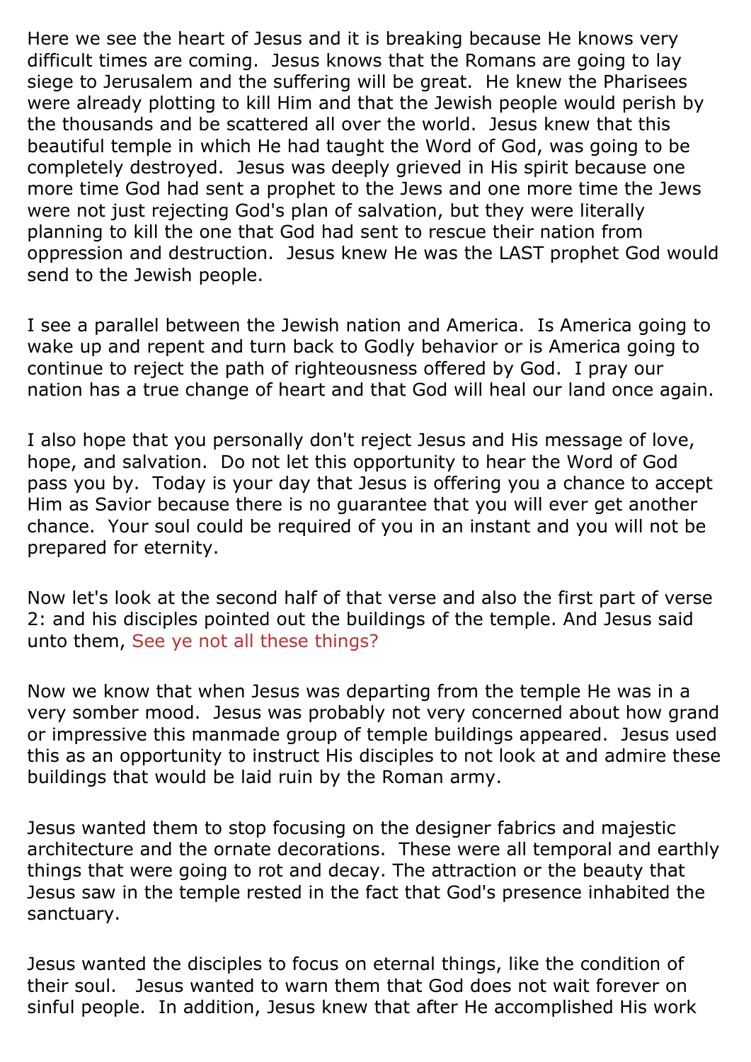Here we see the heart of Jesus and it is breaking because He knows very difficult times are coming. Jesus knows that the Romans are going to lay siege to Jerusalem and the suffering will be great. He knew the Pharisees were already plotting to kill Him and that the Jewish people would perish by the thousands and be scattered all over the world. Jesus knew that this beautiful temple in which He had taught the Word of God, was going to be completely destroyed. Jesus was deeply grieved in His spirit because one more time God had sent a prophet to the Jews and one more time the Jews were not just rejecting God's plan of salvation, but they were literally planning to kill the one that God had sent to rescue their nation from oppression and destruction. Jesus knew He was the LAST prophet God would send to the Jewish people.

I see a parallel between the Jewish nation and America. Is America going to wake up and repent and turn back to Godly behavior or is America going to continue to reject the path of righteousness offered by God. I pray our nation has a true change of heart and that God will heal our land once again.

I also hope that you personally don't reject Jesus and His message of love, hope, and salvation. Do not let this opportunity to hear the Word of God pass you by. Today is your day that Jesus is offering you a chance to accept Him as Savior because there is no guarantee that you will ever get another chance. Your soul could be required of you in an instant and you will not be prepared for eternity.

Now let's look at the second half of that verse and also the first part of verse 2: and his disciples pointed out the buildings of the temple. And Jesus said unto them, See ye not all these things?

Now we know that when Jesus was departing from the temple He was in a very somber mood. Jesus was probably not very concerned about how grand or impressive this manmade group of temple buildings appeared. Jesus used this as an opportunity to instruct His disciples to not look at and admire these buildings that would be laid ruin by the Roman army.

Jesus wanted them to stop focusing on the designer fabrics and majestic architecture and the ornate decorations. These were all temporal and earthly things that were going to rot and decay. The attraction or the beauty that Jesus saw in the temple rested in the fact that God's presence inhabited the sanctuary.

Jesus wanted the disciples to focus on eternal things, like the condition of their soul. Jesus wanted to warn them that God does not wait forever on sinful people. In addition, Jesus knew that after He accomplished His work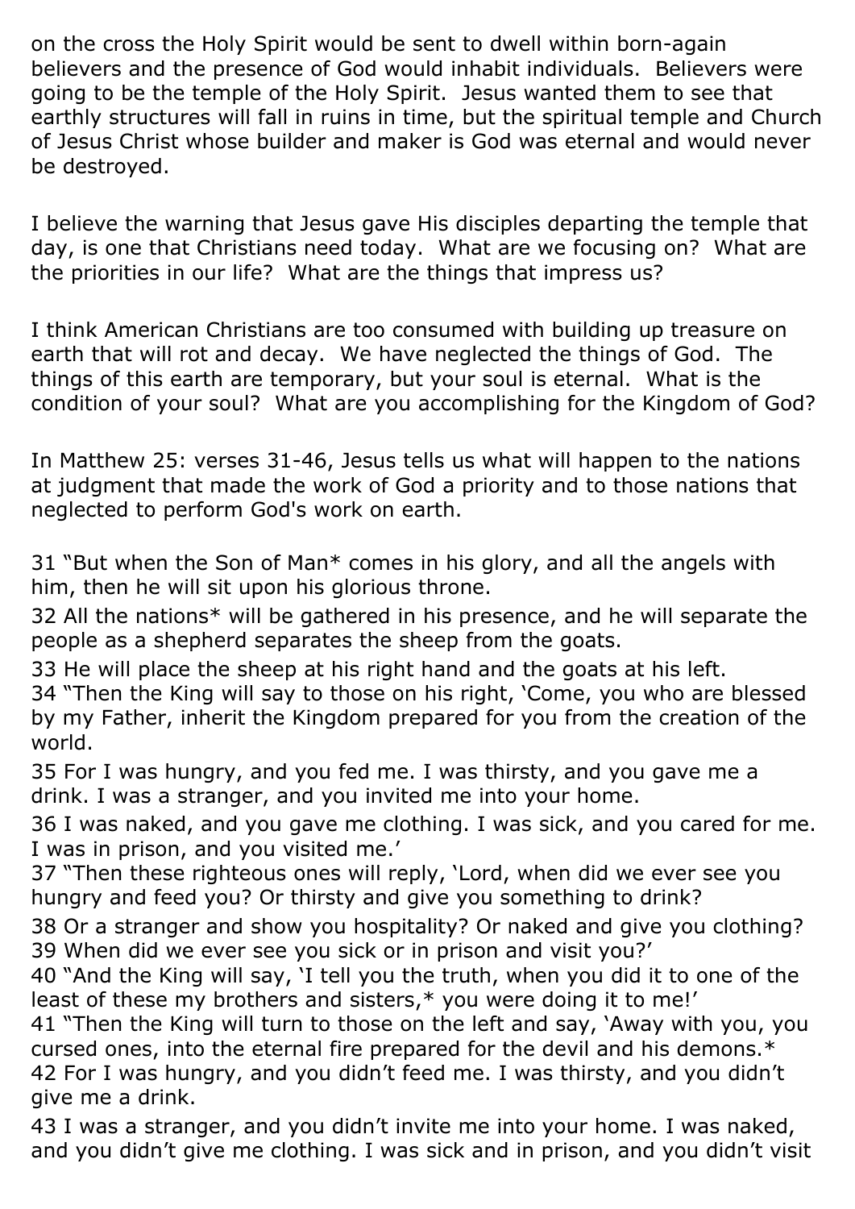on the cross the Holy Spirit would be sent to dwell within born-again believers and the presence of God would inhabit individuals. Believers were going to be the temple of the Holy Spirit. Jesus wanted them to see that earthly structures will fall in ruins in time, but the spiritual temple and Church of Jesus Christ whose builder and maker is God was eternal and would never be destroyed.

I believe the warning that Jesus gave His disciples departing the temple that day, is one that Christians need today. What are we focusing on? What are the priorities in our life? What are the things that impress us?

I think American Christians are too consumed with building up treasure on earth that will rot and decay. We have neglected the things of God. The things of this earth are temporary, but your soul is eternal. What is the condition of your soul? What are you accomplishing for the Kingdom of God?

In Matthew 25: verses 31-46, Jesus tells us what will happen to the nations at judgment that made the work of God a priority and to those nations that neglected to perform God's work on earth.

31 "But when the Son of Man* comes in his glory, and all the angels with him, then he will sit upon his glorious throne.
32 All the nations* will be gathered in his presence, and he will separate the people as a shepherd separates the sheep from the goats.
33 He will place the sheep at his right hand and the goats at his left.
34 "Then the King will say to those on his right, 'Come, you who are blessed by my Father, inherit the Kingdom prepared for you from the creation of the world.
35 For I was hungry, and you fed me. I was thirsty, and you gave me a drink. I was a stranger, and you invited me into your home.
36 I was naked, and you gave me clothing. I was sick, and you cared for me. I was in prison, and you visited me.'
37 "Then these righteous ones will reply, 'Lord, when did we ever see you hungry and feed you? Or thirsty and give you something to drink?
38 Or a stranger and show you hospitality? Or naked and give you clothing?
39 When did we ever see you sick or in prison and visit you?'
40 "And the King will say, 'I tell you the truth, when you did it to one of the least of these my brothers and sisters,* you were doing it to me!'
41 "Then the King will turn to those on the left and say, 'Away with you, you cursed ones, into the eternal fire prepared for the devil and his demons.*
42 For I was hungry, and you didn't feed me. I was thirsty, and you didn't give me a drink.
43 I was a stranger, and you didn't invite me into your home. I was naked, and you didn't give me clothing. I was sick and in prison, and you didn't visit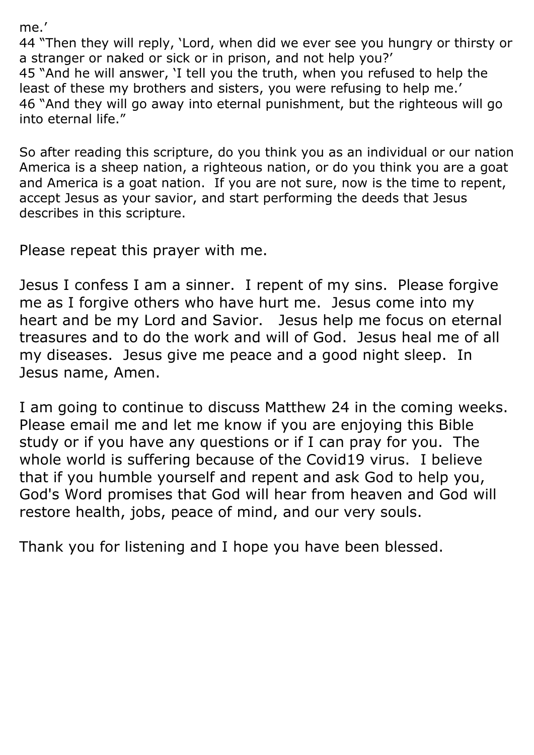me.'

44 "Then they will reply, 'Lord, when did we ever see you hungry or thirsty or a stranger or naked or sick or in prison, and not help you?'
45 "And he will answer, 'I tell you the truth, when you refused to help the least of these my brothers and sisters, you were refusing to help me.'
46 "And they will go away into eternal punishment, but the righteous will go into eternal life."

So after reading this scripture, do you think you as an individual or our nation America is a sheep nation, a righteous nation, or do you think you are a goat and America is a goat nation. If you are not sure, now is the time to repent, accept Jesus as your savior, and start performing the deeds that Jesus describes in this scripture.

Please repeat this prayer with me.

Jesus I confess I am a sinner. I repent of my sins. Please forgive me as I forgive others who have hurt me. Jesus come into my heart and be my Lord and Savior. Jesus help me focus on eternal treasures and to do the work and will of God. Jesus heal me of all my diseases. Jesus give me peace and a good night sleep. In Jesus name, Amen.

I am going to continue to discuss Matthew 24 in the coming weeks. Please email me and let me know if you are enjoying this Bible study or if you have any questions or if I can pray for you. The whole world is suffering because of the Covid19 virus. I believe that if you humble yourself and repent and ask God to help you, God's Word promises that God will hear from heaven and God will restore health, jobs, peace of mind, and our very souls.

Thank you for listening and I hope you have been blessed.